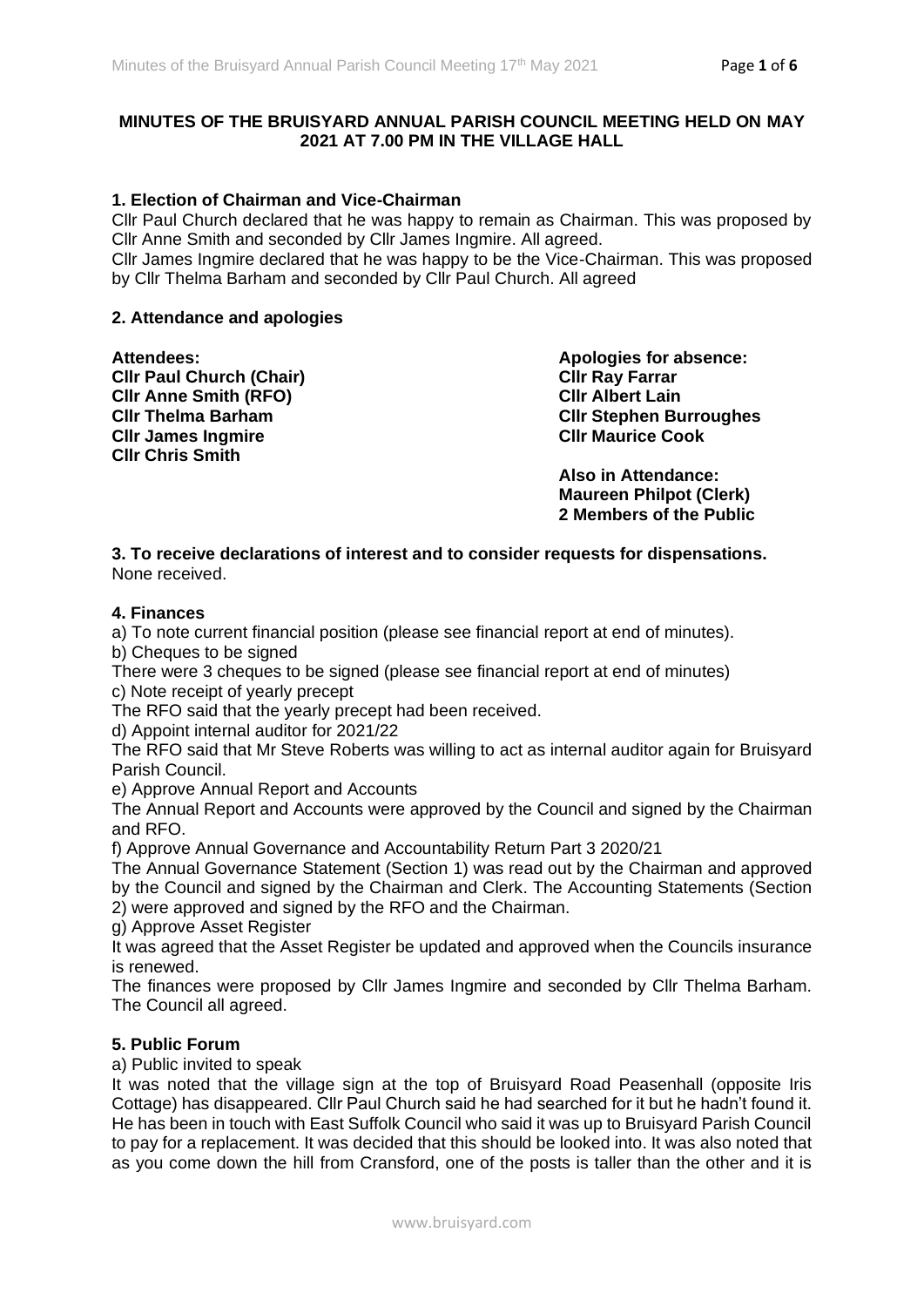## MINUTES OF THE BRUISYARD ANNUAL PARISH COUNCIL MEETING HELD ON MAY 2021 AT 7.00 PM IN THE VILLAGE HALL

### 1. Election of Chairman and Vice-Chairman

Cllr Paul Church declared that he was happy to remain as Chairman. This was proposed by Cllr Anne Smith and seconded by Cllr James Ingmire. All agreed.

Cllr James Ingmire declared that he was happy to be the Vice-Chairman. This was proposed by Cllr Thelma Barham and seconded by Cllr Paul Church. All agreed

### 2. Attendance and apologies

**Attendees:**
**Cllr Paul Church (Chair)**
**Cllr Anne Smith (RFO)**
**Cllr Thelma Barham**
**Cllr James Ingmire**
**Cllr Chris Smith**

**Apologies for absence:**
**Cllr Ray Farrar**
**Cllr Albert Lain**
**Cllr Stephen Burroughes**
**Cllr Maurice Cook**

**Also in Attendance:**
**Maureen Philpot (Clerk)**
**2 Members of the Public**

### 3. To receive declarations of interest and to consider requests for dispensations.

None received.

### 4. Finances

a) To note current financial position (please see financial report at end of minutes).

b) Cheques to be signed

There were 3 cheques to be signed (please see financial report at end of minutes)

c) Note receipt of yearly precept

The RFO said that the yearly precept had been received.

d) Appoint internal auditor for 2021/22

The RFO said that Mr Steve Roberts was willing to act as internal auditor again for Bruisyard Parish Council.

e) Approve Annual Report and Accounts

The Annual Report and Accounts were approved by the Council and signed by the Chairman and RFO.

f) Approve Annual Governance and Accountability Return Part 3 2020/21

The Annual Governance Statement (Section 1) was read out by the Chairman and approved by the Council and signed by the Chairman and Clerk. The Accounting Statements (Section 2) were approved and signed by the RFO and the Chairman.

g) Approve Asset Register

It was agreed that the Asset Register be updated and approved when the Councils insurance is renewed.

The finances were proposed by Cllr James Ingmire and seconded by Cllr Thelma Barham. The Council all agreed.

### 5. Public Forum

a) Public invited to speak

It was noted that the village sign at the top of Bruisyard Road Peasenhall (opposite Iris Cottage) has disappeared. Cllr Paul Church said he had searched for it but he hadn't found it. He has been in touch with East Suffolk Council who said it was up to Bruisyard Parish Council to pay for a replacement. It was decided that this should be looked into. It was also noted that as you come down the hill from Cransford, one of the posts is taller than the other and it is

www.bruisyard.com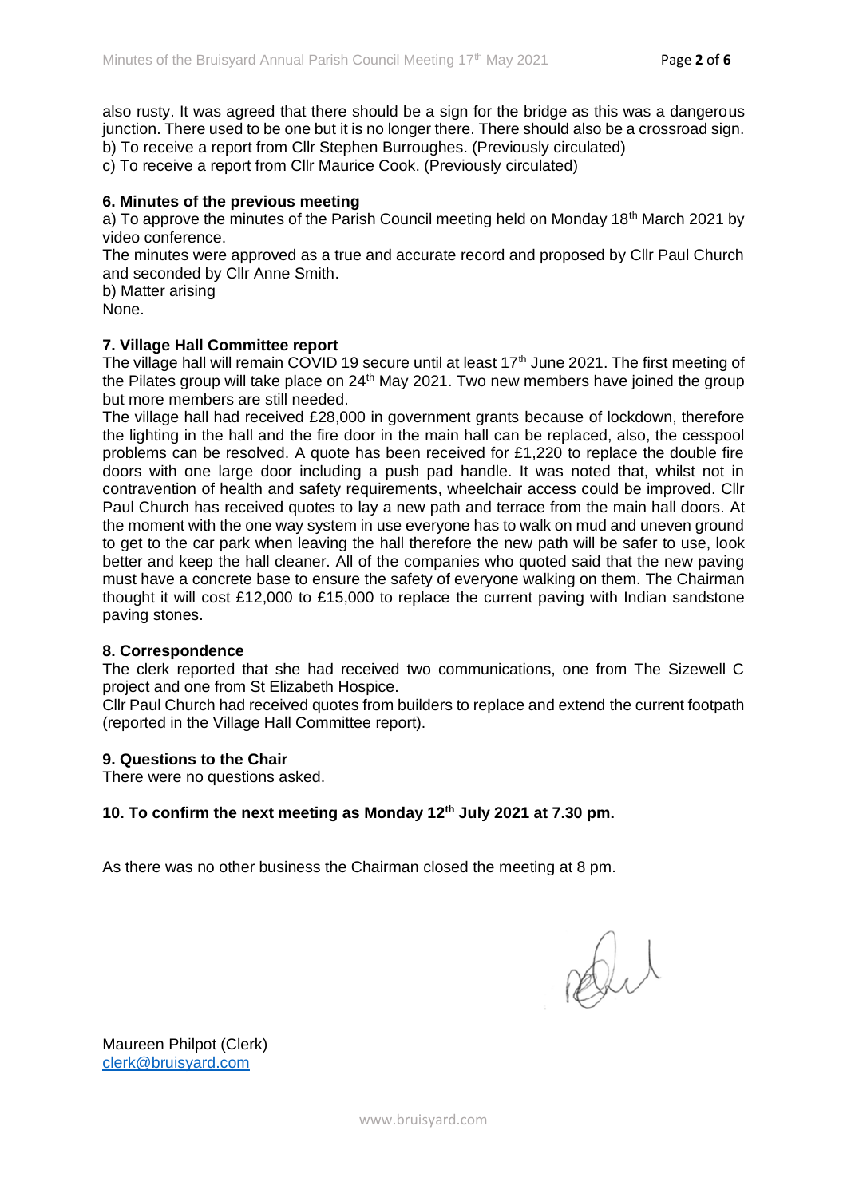also rusty. It was agreed that there should be a sign for the bridge as this was a dangerous junction. There used to be one but it is no longer there. There should also be a crossroad sign.

b) To receive a report from Cllr Stephen Burroughes. (Previously circulated)

c) To receive a report from Cllr Maurice Cook. (Previously circulated)

**6. Minutes of the previous meeting**

a) To approve the minutes of the Parish Council meeting held on Monday 18th March 2021 by video conference.

The minutes were approved as a true and accurate record and proposed by Cllr Paul Church and seconded by Cllr Anne Smith.

b) Matter arising

None.

**7. Village Hall Committee report**

The village hall will remain COVID 19 secure until at least 17th June 2021. The first meeting of the Pilates group will take place on 24th May 2021. Two new members have joined the group but more members are still needed.

The village hall had received £28,000 in government grants because of lockdown, therefore the lighting in the hall and the fire door in the main hall can be replaced, also, the cesspool problems can be resolved. A quote has been received for £1,220 to replace the double fire doors with one large door including a push pad handle. It was noted that, whilst not in contravention of health and safety requirements, wheelchair access could be improved. Cllr Paul Church has received quotes to lay a new path and terrace from the main hall doors. At the moment with the one way system in use everyone has to walk on mud and uneven ground to get to the car park when leaving the hall therefore the new path will be safer to use, look better and keep the hall cleaner. All of the companies who quoted said that the new paving must have a concrete base to ensure the safety of everyone walking on them. The Chairman thought it will cost £12,000 to £15,000 to replace the current paving with Indian sandstone paving stones.

**8. Correspondence**

The clerk reported that she had received two communications, one from The Sizewell C project and one from St Elizabeth Hospice.

Cllr Paul Church had received quotes from builders to replace and extend the current footpath (reported in the Village Hall Committee report).

**9. Questions to the Chair**

There were no questions asked.

**10. To confirm the next meeting as Monday 12th July 2021 at 7.30 pm.**

As there was no other business the Chairman closed the meeting at 8 pm.

Maureen Philpot (Clerk)
clerk@bruisyard.com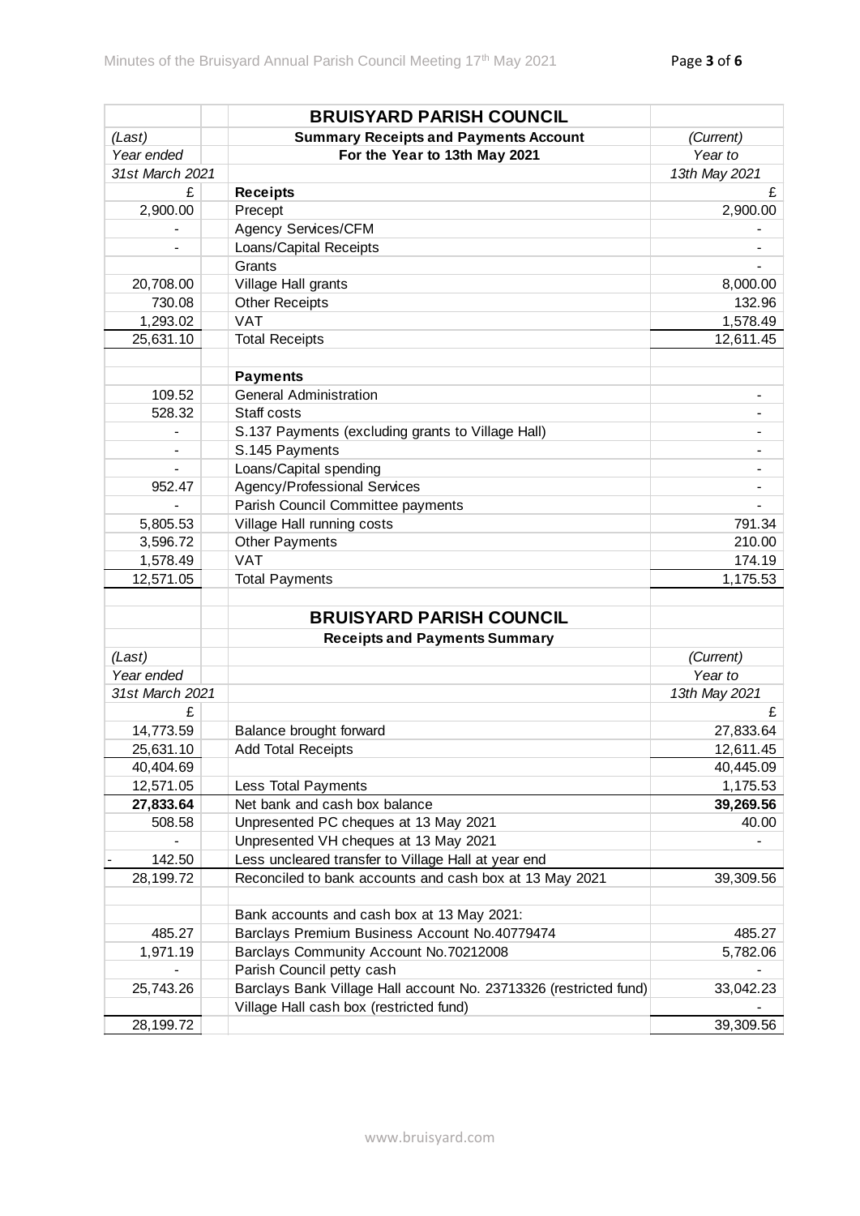| | | BRUISYARD PARISH COUNCIL | |
|---|---|---|---|
| *(Last)* | | **Summary Receipts and Payments Account** | *(Current)* |
| *Year ended* | | **For the Year to 13th May 2021** | *Year to* |
| *31st March 2021* | | | *13th May 2021* |
| £ | | **Receipts** | £ |
| 2,900.00 | | Precept | 2,900.00 |
| - | | Agency Services/CFM | - |
| - | | Loans/Capital Receipts | - |
| | | Grants | - |
| 20,708.00 | | Village Hall grants | 8,000.00 |
| 730.08 | | Other Receipts | 132.96 |
| 1,293.02 | | VAT | 1,578.49 |
| 25,631.10 | | Total Receipts | 12,611.45 |
| | | | |
| | | **Payments** | |
| 109.52 | | General Administration | - |
| 528.32 | | Staff costs | - |
| - | | S.137 Payments (excluding grants to Village Hall) | - |
| - | | S.145 Payments | - |
| - | | Loans/Capital spending | - |
| 952.47 | | Agency/Professional Services | - |
| - | | Parish Council Committee payments | - |
| 5,805.53 | | Village Hall running costs | 791.34 |
| 3,596.72 | | Other Payments | 210.00 |
| 1,578.49 | | VAT | 174.19 |
| 12,571.05 | | Total Payments | 1,175.53 |

| | | BRUISYARD PARISH COUNCIL | |
|---|---|---|---|
| | | **Receipts and Payments Summary** | |
| *(Last)* | | | *(Current)* |
| *Year ended* | | | *Year to* |
| *31st March 2021* | | | *13th May 2021* |
| £ | | | £ |
| 14,773.59 | | Balance brought forward | 27,833.64 |
| 25,631.10 | | Add Total Receipts | 12,611.45 |
| 40,404.69 | | | 40,445.09 |
| 12,571.05 | | Less Total Payments | 1,175.53 |
| **27,833.64** | | Net bank and cash box balance | **39,269.56** |
| 508.58 | | Unpresented PC cheques at 13 May 2021 | 40.00 |
| - | | Unpresented VH cheques at 13 May 2021 | - |
| - 142.50 | | Less uncleared transfer to Village Hall at year end | |
| 28,199.72 | | Reconciled to bank accounts and cash box at 13 May 2021 | 39,309.56 |
| | | | |
| | | Bank accounts and cash box at 13 May 2021: | |
| 485.27 | | Barclays Premium Business Account No.40779474 | 485.27 |
| 1,971.19 | | Barclays Community Account No.70212008 | 5,782.06 |
| - | | Parish Council petty cash | - |
| 25,743.26 | | Barclays Bank Village Hall account No. 23713326 (restricted fund) | 33,042.23 |
| | | Village Hall cash box (restricted fund) | - |
| 28,199.72 | | | 39,309.56 |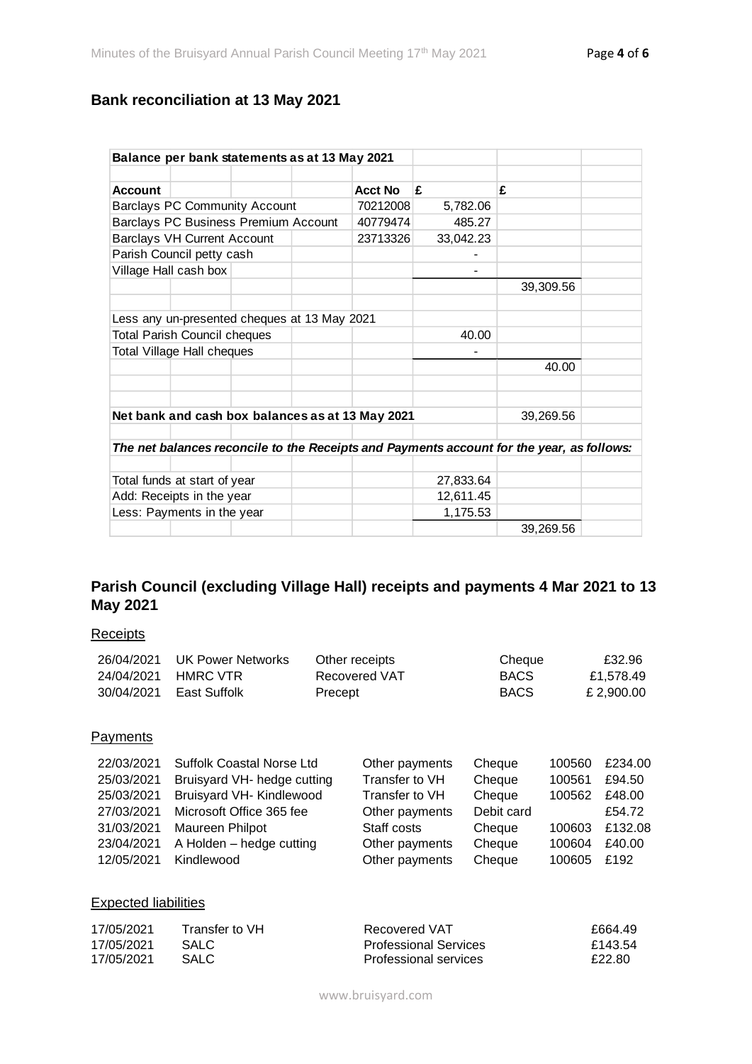## Bank reconciliation at 13 May 2021

| Balance per bank statements as at 13 May 2021 | | | |
|---|---|---|---|
| **Account** | **Acct No** | **£** | **£** |
| Barclays PC Community Account | 70212008 | 5,782.06 | |
| Barclays PC Business Premium Account | 40779474 | 485.27 | |
| Barclays VH Current Account | 23713326 | 33,042.23 | |
| Parish Council petty cash | | - | |
| Village Hall cash box | | - | |
| | | | 39,309.56 |
| Less any un-presented cheques at 13 May 2021 | | | |
| Total Parish Council cheques | | 40.00 | |
| Total Village Hall cheques | | - | |
| | | | 40.00 |
| **Net bank and cash box balances as at 13 May 2021** | | | 39,269.56 |

***The net balances reconcile to the Receipts and Payments account for the year, as follows:***

| | | |
|---|---|---|
| Total funds at start of year | 27,833.64 | |
| Add: Receipts in the year | 12,611.45 | |
| Less: Payments in the year | 1,175.53 | |
| | | 39,269.56 |

## Parish Council (excluding Village Hall) receipts and payments 4 Mar 2021 to 13 May 2021

### Receipts

| | | | | |
|---|---|---|---|---|
| 26/04/2021 | UK Power Networks | Other receipts | Cheque | £32.96 |
| 24/04/2021 | HMRC VTR | Recovered VAT | BACS | £1,578.49 |
| 30/04/2021 | East Suffolk | Precept | BACS | £ 2,900.00 |

### Payments

| | | | | | |
|---|---|---|---|---|---|
| 22/03/2021 | Suffolk Coastal Norse Ltd | Other payments | Cheque | 100560 | £234.00 |
| 25/03/2021 | Bruisyard VH- hedge cutting | Transfer to VH | Cheque | 100561 | £94.50 |
| 25/03/2021 | Bruisyard VH- Kindlewood | Transfer to VH | Cheque | 100562 | £48.00 |
| 27/03/2021 | Microsoft Office 365 fee | Other payments | Debit card | | £54.72 |
| 31/03/2021 | Maureen Philpot | Staff costs | Cheque | 100603 | £132.08 |
| 23/04/2021 | A Holden – hedge cutting | Other payments | Cheque | 100604 | £40.00 |
| 12/05/2021 | Kindlewood | Other payments | Cheque | 100605 | £192 |

### Expected liabilities

| | | | |
|---|---|---|---|
| 17/05/2021 | Transfer to VH | Recovered VAT | £664.49 |
| 17/05/2021 | SALC | Professional Services | £143.54 |
| 17/05/2021 | SALC | Professional services | £22.80 |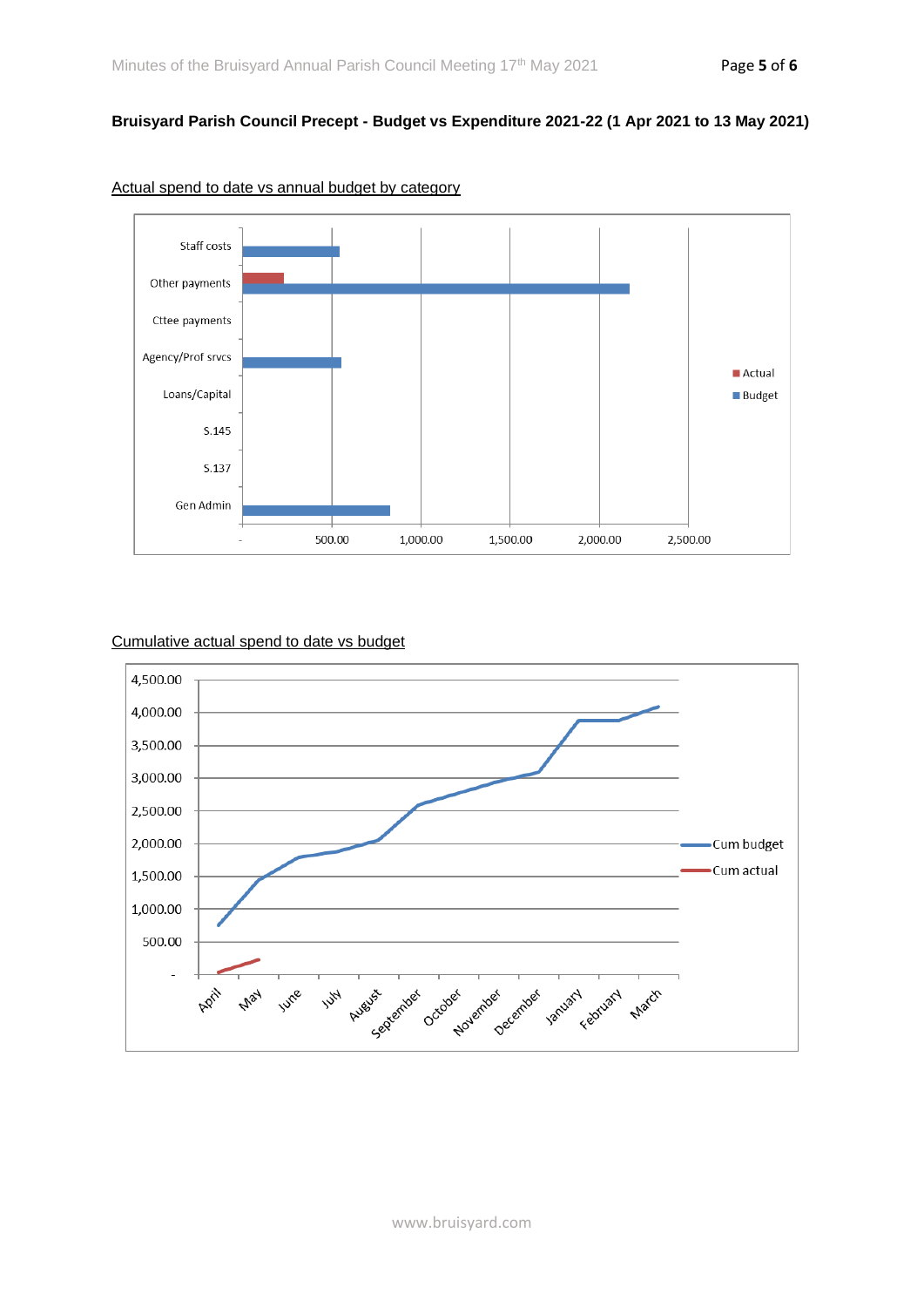**Bruisyard Parish Council Precept - Budget vs Expenditure 2021-22 (1 Apr 2021 to 13 May 2021)**

Actual spend to date vs annual budget by category

Cumulative actual spend to date vs budget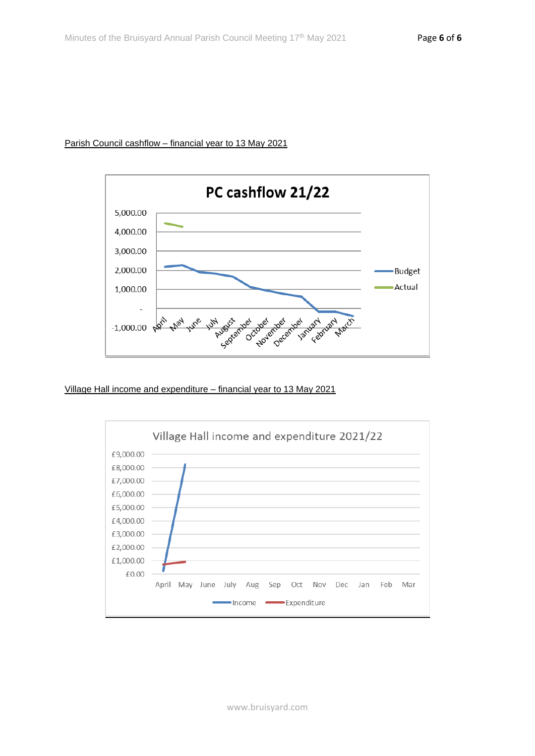Parish Council cashflow – financial year to 13 May 2021

PC cashflow 21/22

5,000.00
4,000.00
3,000.00
2,000.00
1,000.00
-
-1,000.00

April
May
June
July
August
September
October
November
December
January
February
March

Budget
Actual

Village Hall income and expenditure – financial year to 13 May 2021

Village Hall income and expenditure 2021/22

£9,000.00
£8,000.00
£7,000.00
£6,000.00
£5,000.00
£4,000.00
£3,000.00
£2,000.00
£1,000.00
£0.00

April
May
June
July
Aug
Sep
Oct
Nov
Dec
Jan
Feb
Mar

Income
Expenditure